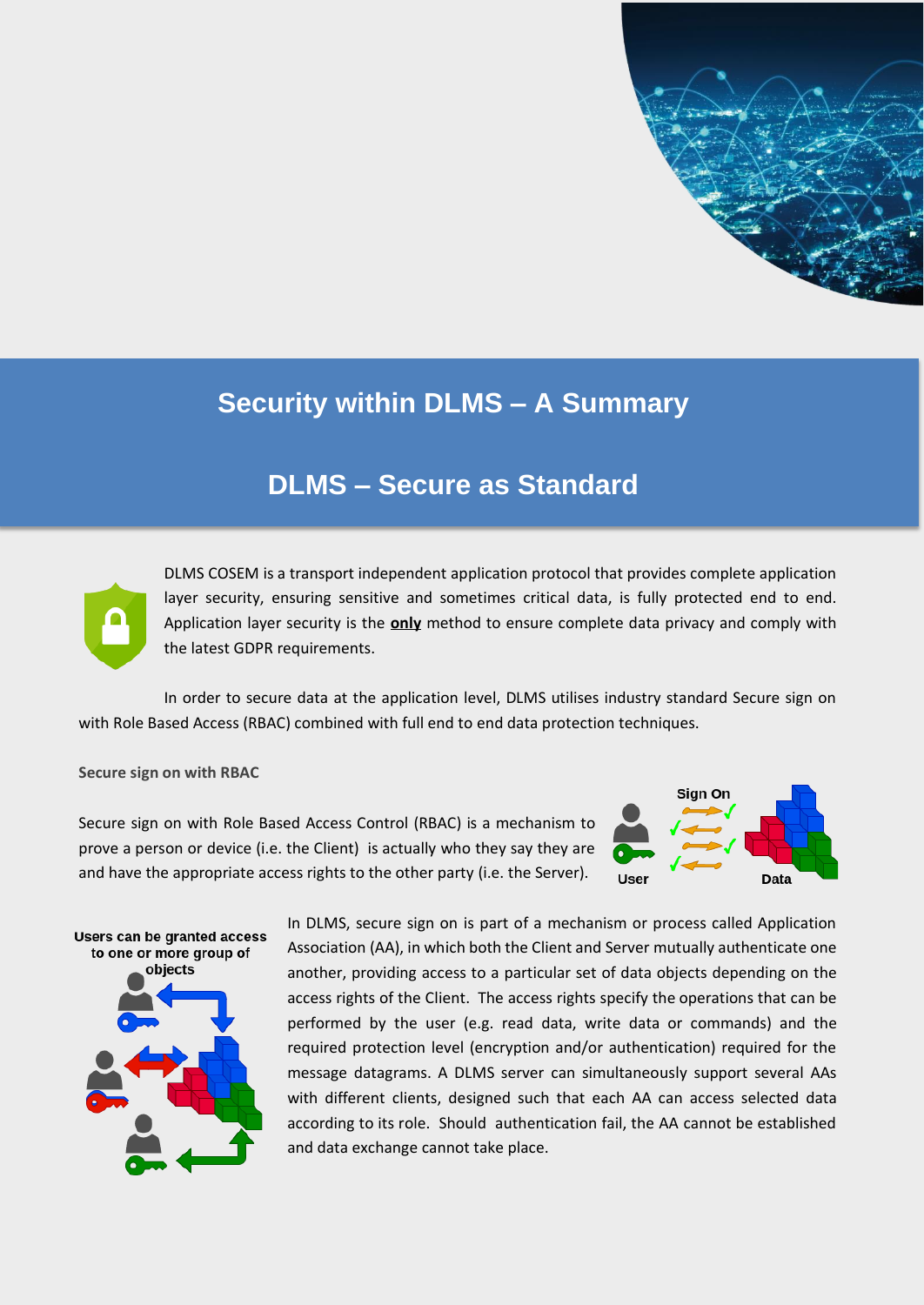# Security within DLMS – A Summary

## DLMS – Secure as Standard

DLMS COSEM is a transport independent application protocol that provides complete application layer security, ensuring sensitive and sometimes critical data, is fully protected end to end. Application layer security is the **only** method to ensure complete data privacy and comply with the latest GDPR requirements.

In order to secure data at the application level, DLMS utilises industry standard Secure sign on with Role Based Access (RBAC) combined with full end to end data protection techniques.

### Secure sign on with RBAC

Secure sign on with Role Based Access Control (RBAC) is a mechanism to prove a person or device (i.e. the Client) is actually who they say they are and have the appropriate access rights to the other party (i.e. the Server).

Sign On

User

Data

Users can be granted access to one or more group of objects

In DLMS, secure sign on is part of a mechanism or process called Application Association (AA), in which both the Client and Server mutually authenticate one another, providing access to a particular set of data objects depending on the access rights of the Client. The access rights specify the operations that can be performed by the user (e.g. read data, write data or commands) and the required protection level (encryption and/or authentication) required for the message datagrams. A DLMS server can simultaneously support several AAs with different clients, designed such that each AA can access selected data according to its role. Should authentication fail, the AA cannot be established and data exchange cannot take place.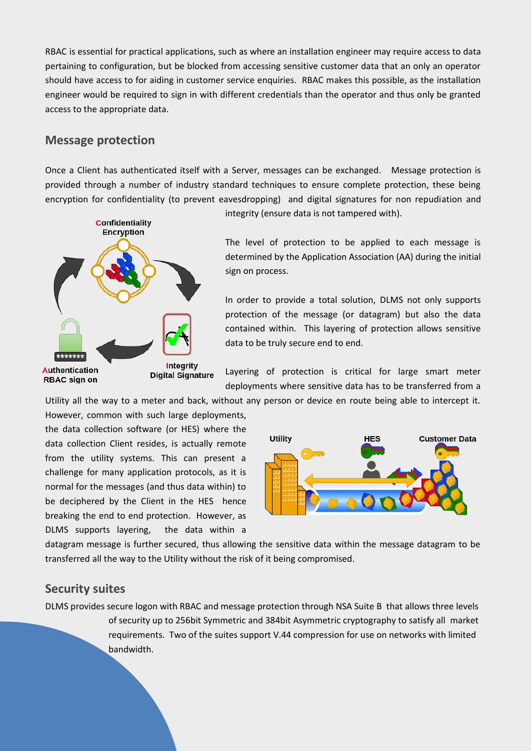RBAC is essential for practical applications, such as where an installation engineer may require access to data pertaining to configuration, but be blocked from accessing sensitive customer data that an only an operator should have access to for aiding in customer service enquiries. RBAC makes this possible, as the installation engineer would be required to sign in with different credentials than the operator and thus only be granted access to the appropriate data.

## Message protection

Once a Client has authenticated itself with a Server, messages can be exchanged. Message protection is provided through a number of industry standard techniques to ensure complete protection, these being encryption for confidentiality (to prevent eavesdropping) and digital signatures for non repudiation and integrity (ensure data is not tampered with).

Confidentiality
Encryption

Integrity
Digital Signature

Authentication
RBAC sign on

The level of protection to be applied to each message is determined by the Application Association (AA) during the initial sign on process.

In order to provide a total solution, DLMS not only supports protection of the message (or datagram) but also the data contained within. This layering of protection allows sensitive data to be truly secure end to end.

Layering of protection is critical for large smart meter deployments where sensitive data has to be transferred from a Utility all the way to a meter and back, without any person or device en route being able to intercept it. However, common with such large deployments, the data collection software (or HES) where the data collection Client resides, is actually remote from the utility systems. This can present a challenge for many application protocols, as it is normal for the messages (and thus data within) to be deciphered by the Client in the HES hence breaking the end to end protection. However, as DLMS supports layering, the data within a datagram message is further secured, thus allowing the sensitive data within the message datagram to be transferred all the way to the Utility without the risk of it being compromised.

Utility

HES

Customer Data

## Security suites

DLMS provides secure logon with RBAC and message protection through NSA Suite B that allows three levels of security up to 256bit Symmetric and 384bit Asymmetric cryptography to satisfy all market requirements. Two of the suites support V.44 compression for use on networks with limited bandwidth.